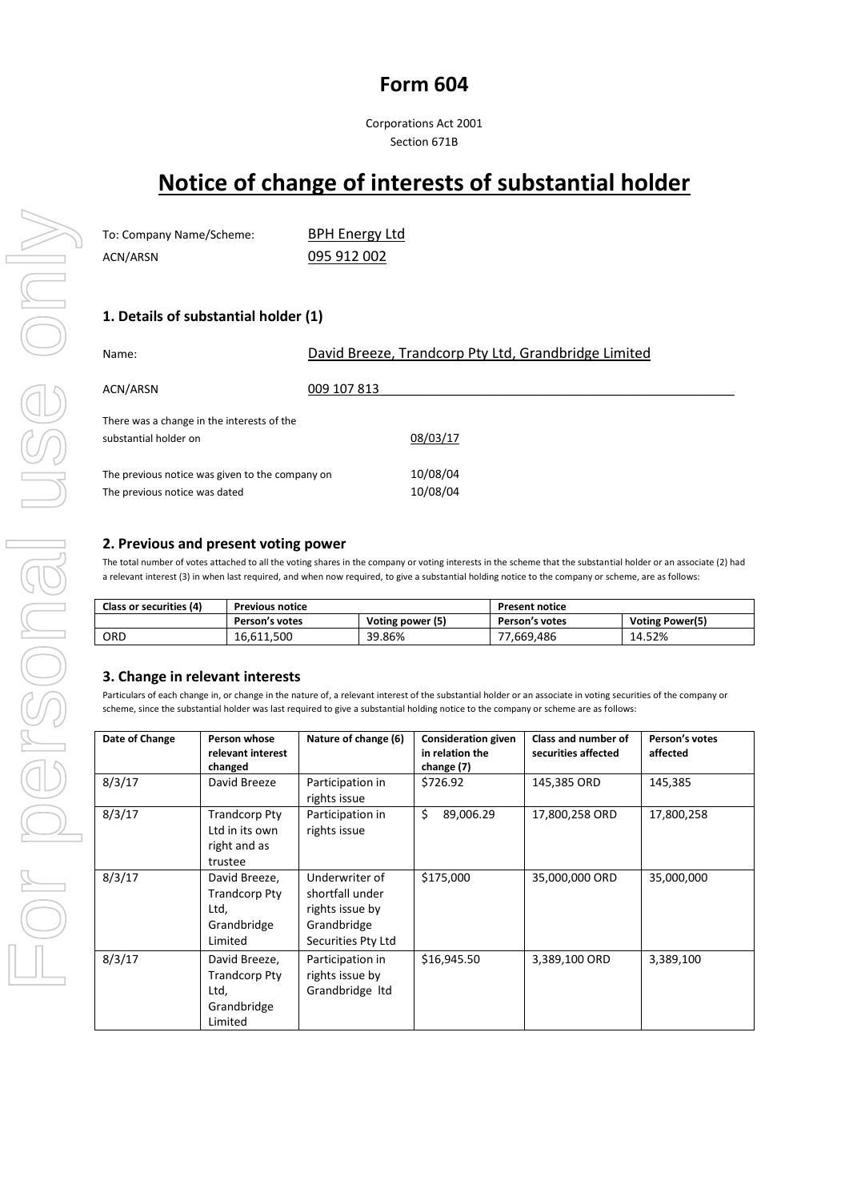# Form 604

Corporations Act 2001
Section 671B

## Notice of change of interests of substantial holder

To: Company Name/Scheme: BPH Energy Ltd
ACN/ARSN 095 912 002

### 1. Details of substantial holder (1)

Name: David Breeze, Trandcorp Pty Ltd, Grandbridge Limited

ACN/ARSN 009 107 813

There was a change in the interests of the substantial holder on 08/03/17

The previous notice was given to the company on 10/08/04
The previous notice was dated 10/08/04

### 2. Previous and present voting power

The total number of votes attached to all the voting shares in the company or voting interests in the scheme that the substantial holder or an associate (2) had a relevant interest (3) in when last required, and when now required, to give a substantial holding notice to the company or scheme, are as follows:

| Class or securities (4) | Previous notice | | Present notice | |
|---|---|---|---|---|
| | Person's votes | Voting power (5) | Person's votes | Voting Power(5) |
| ORD | 16,611,500 | 39.86% | 77,669,486 | 14.52% |

### 3. Change in relevant interests

Particulars of each change in, or change in the nature of, a relevant interest of the substantial holder or an associate in voting securities of the company or scheme, since the substantial holder was last required to give a substantial holding notice to the company or scheme are as follows:

| Date of Change | Person whose relevant interest changed | Nature of change (6) | Consideration given in relation the change (7) | Class and number of securities affected | Person's votes affected |
|---|---|---|---|---|---|
| 8/3/17 | David Breeze | Participation in rights issue | $726.92 | 145,385 ORD | 145,385 |
| 8/3/17 | Trandcorp Pty Ltd in its own right and as trustee | Participation in rights issue | $ 89,006.29 | 17,800,258 ORD | 17,800,258 |
| 8/3/17 | David Breeze, Trandcorp Pty Ltd, Grandbridge Limited | Underwriter of shortfall under rights issue by Grandbridge Securities Pty Ltd | $175,000 | 35,000,000 ORD | 35,000,000 |
| 8/3/17 | David Breeze, Trandcorp Pty Ltd, Grandbridge Limited | Participation in rights issue by Grandbridge ltd | $16,945.50 | 3,389,100 ORD | 3,389,100 |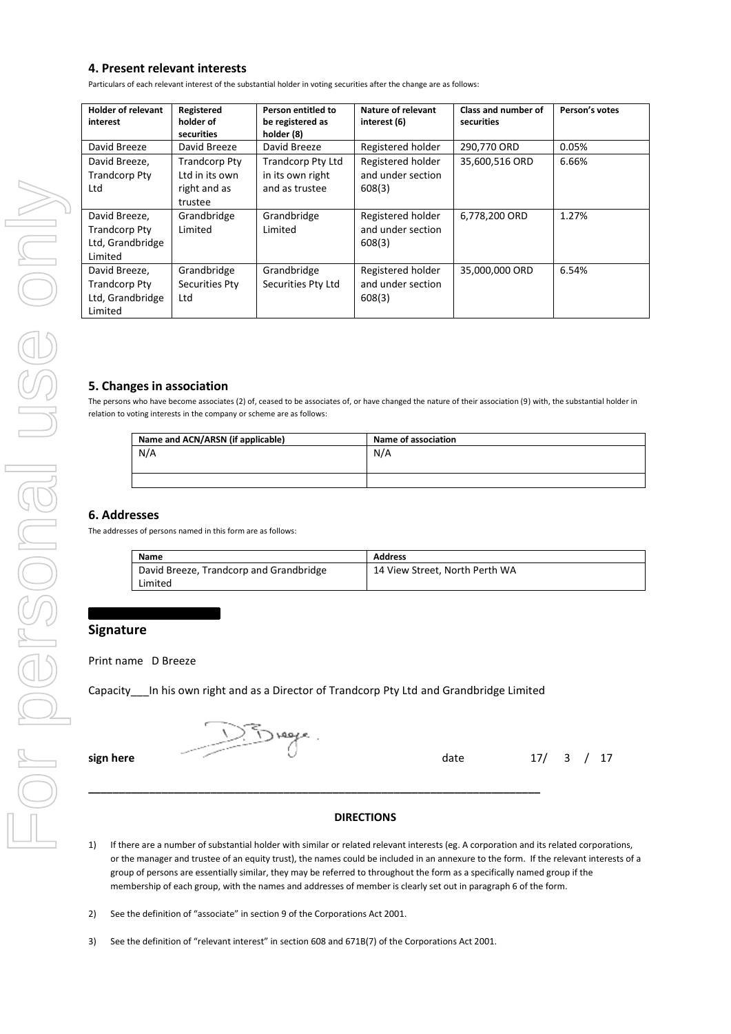## 4. Present relevant interests

Particulars of each relevant interest of the substantial holder in voting securities after the change are as follows:

| Holder of relevant interest | Registered holder of securities | Person entitled to be registered as holder (8) | Nature of relevant interest (6) | Class and number of securities | Person's votes |
|---|---|---|---|---|---|
| David Breeze | David Breeze | David Breeze | Registered holder | 290,770 ORD | 0.05% |
| David Breeze, Trandcorp Pty Ltd | Trandcorp Pty Ltd in its own right and as trustee | Trandcorp Pty Ltd in its own right and as trustee | Registered holder and under section 608(3) | 35,600,516 ORD | 6.66% |
| David Breeze, Trandcorp Pty Ltd, Grandbridge Limited | Grandbridge Limited | Grandbridge Limited | Registered holder and under section 608(3) | 6,778,200 ORD | 1.27% |
| David Breeze, Trandcorp Pty Ltd, Grandbridge Limited | Grandbridge Securities Pty Ltd | Grandbridge Securities Pty Ltd | Registered holder and under section 608(3) | 35,000,000 ORD | 6.54% |

## 5. Changes in association

The persons who have become associates (2) of, ceased to be associates of, or have changed the nature of their association (9) with, the substantial holder in relation to voting interests in the company or scheme are as follows:

| Name and ACN/ARSN (if applicable) | Name of association |
|---|---|
| N/A | N/A |
| | |

## 6. Addresses

The addresses of persons named in this form are as follows:

| Name | Address |
|---|---|
| David Breeze, Trandcorp and Grandbridge Limited | 14 View Street, North Perth WA |

## Signature

Print name D Breeze

Capacity___In his own right and as a Director of Trandcorp Pty Ltd and Grandbridge Limited

sign here    date 17/ 3 / 17

**DIRECTIONS**

1) If there are a number of substantial holder with similar or related relevant interests (eg. A corporation and its related corporations, or the manager and trustee of an equity trust), the names could be included in an annexure to the form. If the relevant interests of a group of persons are essentially similar, they may be referred to throughout the form as a specifically named group if the membership of each group, with the names and addresses of member is clearly set out in paragraph 6 of the form.

2) See the definition of "associate" in section 9 of the Corporations Act 2001.

3) See the definition of "relevant interest" in section 608 and 671B(7) of the Corporations Act 2001.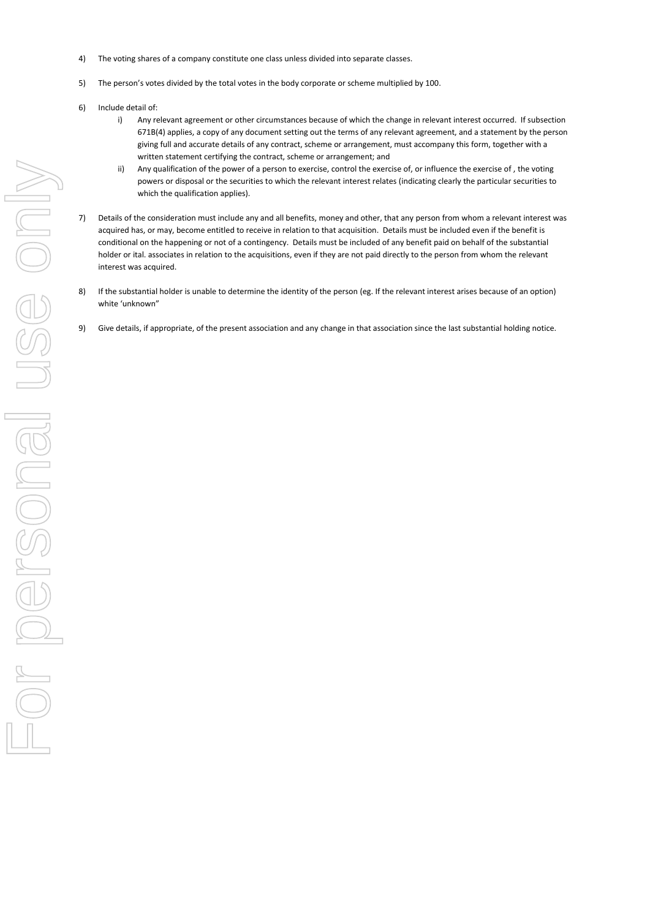4) The voting shares of a company constitute one class unless divided into separate classes.

5) The person's votes divided by the total votes in the body corporate or scheme multiplied by 100.

6) Include detail of:
   i) Any relevant agreement or other circumstances because of which the change in relevant interest occurred. If subsection 671B(4) applies, a copy of any document setting out the terms of any relevant agreement, and a statement by the person giving full and accurate details of any contract, scheme or arrangement, must accompany this form, together with a written statement certifying the contract, scheme or arrangement; and
   ii) Any qualification of the power of a person to exercise, control the exercise of, or influence the exercise of , the voting powers or disposal or the securities to which the relevant interest relates (indicating clearly the particular securities to which the qualification applies).

7) Details of the consideration must include any and all benefits, money and other, that any person from whom a relevant interest was acquired has, or may, become entitled to receive in relation to that acquisition. Details must be included even if the benefit is conditional on the happening or not of a contingency. Details must be included of any benefit paid on behalf of the substantial holder or ital. associates in relation to the acquisitions, even if they are not paid directly to the person from whom the relevant interest was acquired.

8) If the substantial holder is unable to determine the identity of the person (eg. If the relevant interest arises because of an option) white 'unknown"

9) Give details, if appropriate, of the present association and any change in that association since the last substantial holding notice.